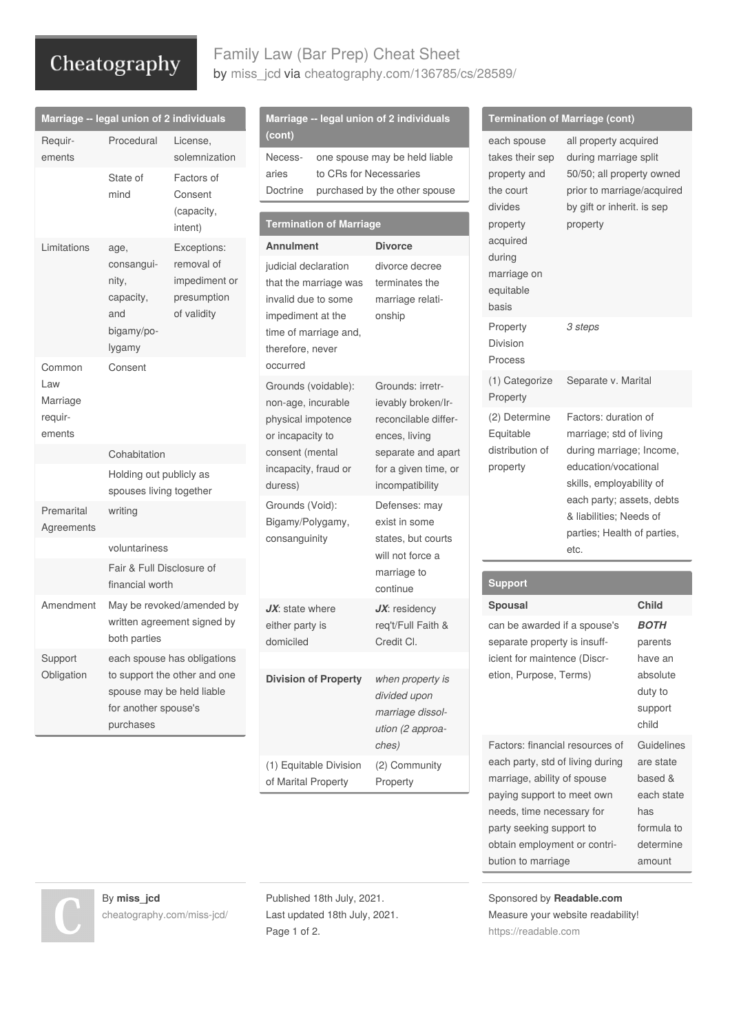# Family Law (Bar Prep) Cheat Sheet

by miss_jcd via cheatography.com/136785/cs/28589/

## Marriage -- legal union of 2 individuals

| | | |
|---|---|---|
| Requirements | Procedural | License, solemnization |
| | State of mind | Factors of Consent (capacity, intent) |
| Limitations | age, consanguinity, capacity, and bigamy/polygamy | Exceptions: removal of impediment or presumption of validity |
| Common Law Marriage requirements | Consent | |
| | Cohabitation | |
| | Holding out publicly as spouses living together | |
| Premarital Agreements | writing | |
| | voluntariness | |
| | Fair & Full Disclosure of financial worth | |
| Amendment | May be revoked/amended by written agreement signed by both parties | |
| Support Obligation | each spouse has obligations to support the other and one spouse may be held liable for another spouse's purchases | |

## Marriage -- legal union of 2 individuals (cont)

| | |
|---|---|
| Necessaries Doctrine | one spouse may be held liable to CRs for Necessaries purchased by the other spouse |

## Termination of Marriage

| Annulment | Divorce |
|---|---|
| judicial declaration that the marriage was invalid due to some impediment at the time of marriage and, therefore, never occurred | divorce decree terminates the marriage relationship |
| Grounds (voidable): non-age, incurable physical impotence or incapacity to consent (mental incapacity, fraud or duress) | Grounds: irretrievably broken/Irreconcilable differences, living separate and apart for a given time, or incompatibility |
| Grounds (Void): Bigamy/Polygamy, consanguinity | Defenses: may exist in some states, but courts will not force a marriage to continue |
| ***JX***: state where either party is domiciled | ***JX***: residency req't/Full Faith & Credit Cl. |
| | |
| **Division of Property** | *when property is divided upon marriage dissolution (2 approaches)* |
| (1) Equitable Division of Marital Property | (2) Community Property |

## Termination of Marriage (cont)

| | |
|---|---|
| each spouse takes their sep property and the court divides property acquired during marriage on equitable basis | all property acquired during marriage split 50/50; all property owned prior to marriage/acquired by gift or inherit. is sep property |
| Property Division Process | *3 steps* |
| (1) Categorize Property | Separate v. Marital |
| (2) Determine Equitable distribution of property | Factors: duration of marriage; std of living during marriage; Income, education/vocational skills, employability of each party; assets, debts & liabilities; Needs of parties; Health of parties, etc. |

## Support

| Spousal | Child |
|---|---|
| can be awarded if a spouse's separate property is insufficient for maintence (Discretion, Purpose, Terms) | ***BOTH*** parents have an absolute duty to support child |
| Factors: financial resources of each party, std of living during marriage, ability of spouse paying support to meet own needs, time necessary for party seeking support to obtain employment or contribution to marriage | Guidelines are state based & each state has formula to determine amount |

By **miss_jcd**
cheatography.com/miss-jcd/

Published 18th July, 2021.
Last updated 18th July, 2021.

Sponsored by **Readable.com**
Measure your website readability!
https://readable.com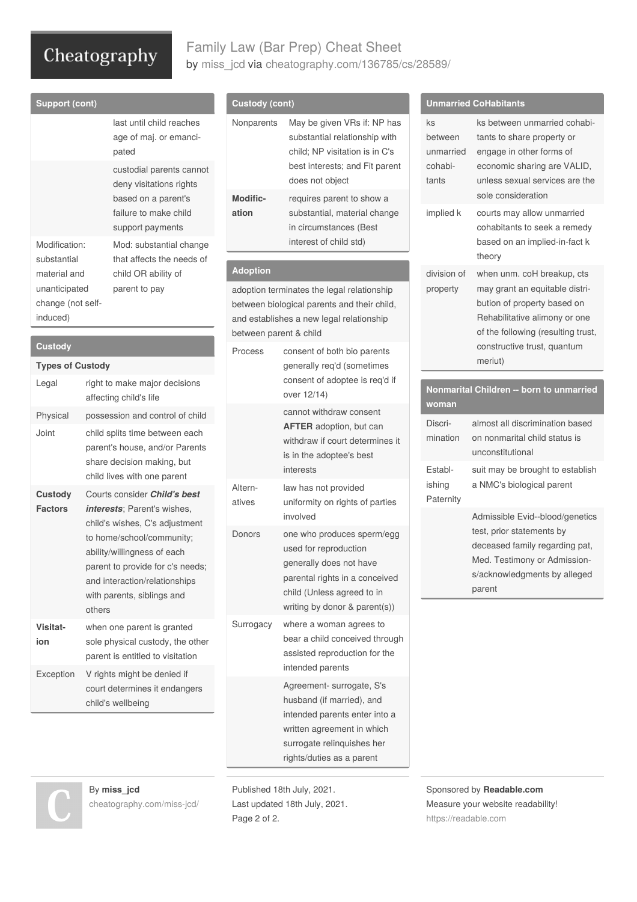## Support (cont)

| | |
|---|---|
| | last until child reaches age of maj. or emancipated |
| | custodial parents cannot deny visitations rights based on a parent's failure to make child support payments |
| Modification: substantial material and unanticipated change (not self-induced) | Mod: substantial change that affects the needs of child OR ability of parent to pay |

## Custody

### Types of Custody

| | |
|---|---|
| Legal | right to make major decisions affecting child's life |
| Physical | possession and control of child |
| Joint | child splits time between each parent's house, and/or Parents share decision making, but child lives with one parent |
| **Custody Factors** | Courts consider ***Child's best interests***; Parent's wishes, child's wishes, C's adjustment to home/school/community; ability/willingness of each parent to provide for c's needs; and interaction/relationships with parents, siblings and others |
| **Visitation** | when one parent is granted sole physical custody, the other parent is entitled to visitation |
| Exception | V rights might be denied if court determines it endangers child's wellbeing |

## Custody (cont)

| | |
|---|---|
| Nonparents | May be given VRs if: NP has substantial relationship with child; NP visitation is in C's best interests; and Fit parent does not object |
| **Modification** | requires parent to show a substantial, material change in circumstances (Best interest of child std) |

## Adoption

adoption terminates the legal relationship between biological parents and their child, and establishes a new legal relationship between parent & child

| | |
|---|---|
| Process | consent of both bio parents generally req'd (sometimes consent of adoptee is req'd if over 12/14) |
| | cannot withdraw consent **AFTER** adoption, but can withdraw if court determines it is in the adoptee's best interests |
| Alternatives | law has not provided uniformity on rights of parties involved |
| Donors | one who produces sperm/egg used for reproduction generally does not have parental rights in a conceived child (Unless agreed to in writing by donor & parent(s)) |
| Surrogacy | where a woman agrees to bear a child conceived through assisted reproduction for the intended parents |
| | Agreement- surrogate, S's husband (if married), and intended parents enter into a written agreement in which surrogate relinquishes her rights/duties as a parent |

## Unmarried CoHabitants

| | |
|---|---|
| ks between unmarried cohabitants | ks between unmarried cohabitants to share property or engage in other forms of economic sharing are VALID, unless sexual services are the sole consideration |
| implied k | courts may allow unmarried cohabitants to seek a remedy based on an implied-in-fact k theory |
| division of property | when unm. coH breakup, cts may grant an equitable distribution of property based on Rehabilitative alimony or one of the following (resulting trust, constructive trust, quantum meriut) |

## Nonmarital Children -- born to unmarried woman

| | |
|---|---|
| Discrimination | almost all discrimination based on nonmarital child status is unconstitutional |
| Establishing Paternity | suit may be brought to establish a NMC's biological parent |
| | Admissible Evid--blood/genetics test, prior statements by deceased family regarding pat, Med. Testimony or Admissions/acknowledgments by alleged parent |